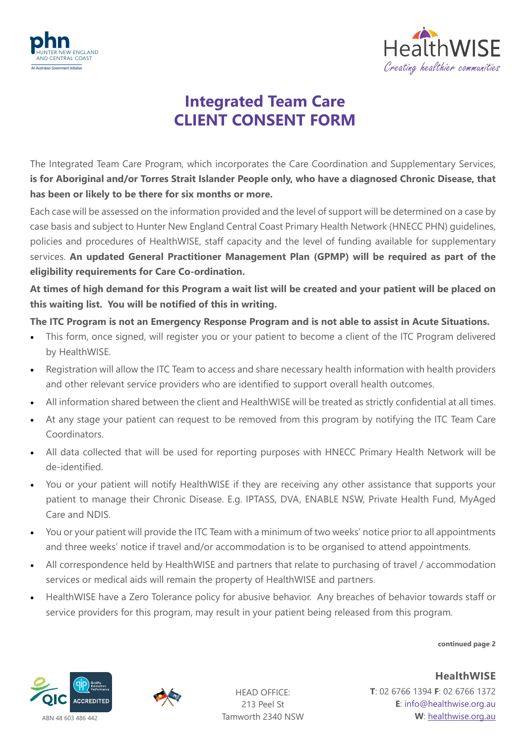# Integrated Team Care
# CLIENT CONSENT FORM

The Integrated Team Care Program, which incorporates the Care Coordination and Supplementary Services, **is for Aboriginal and/or Torres Strait Islander People only, who have a diagnosed Chronic Disease, that has been or likely to be there for six months or more.**

Each case will be assessed on the information provided and the level of support will be determined on a case by case basis and subject to Hunter New England Central Coast Primary Health Network (HNECC PHN) guidelines, policies and procedures of HealthWISE, staff capacity and the level of funding available for supplementary services. **An updated General Practitioner Management Plan (GPMP) will be required as part of the eligibility requirements for Care Co-ordination.**

**At times of high demand for this Program a wait list will be created and your patient will be placed on this waiting list. You will be notified of this in writing.**

**The ITC Program is not an Emergency Response Program and is not able to assist in Acute Situations.**

- This form, once signed, will register you or your patient to become a client of the ITC Program delivered by HealthWISE.
- Registration will allow the ITC Team to access and share necessary health information with health providers and other relevant service providers who are identified to support overall health outcomes.
- All information shared between the client and HealthWISE will be treated as strictly confidential at all times.
- At any stage your patient can request to be removed from this program by notifying the ITC Team Care Coordinators.
- All data collected that will be used for reporting purposes with HNECC Primary Health Network will be de-identified.
- You or your patient will notify HealthWISE if they are receiving any other assistance that supports your patient to manage their Chronic Disease. E.g. IPTASS, DVA, ENABLE NSW, Private Health Fund, MyAged Care and NDIS.
- You or your patient will provide the ITC Team with a minimum of two weeks' notice prior to all appointments and three weeks' notice if travel and/or accommodation is to be organised to attend appointments.
- All correspondence held by HealthWISE and partners that relate to purchasing of travel / accommodation services or medical aids will remain the property of HealthWISE and partners.
- HealthWISE have a Zero Tolerance policy for abusive behavior. Any breaches of behavior towards staff or service providers for this program, may result in your patient being released from this program.

**continued page 2**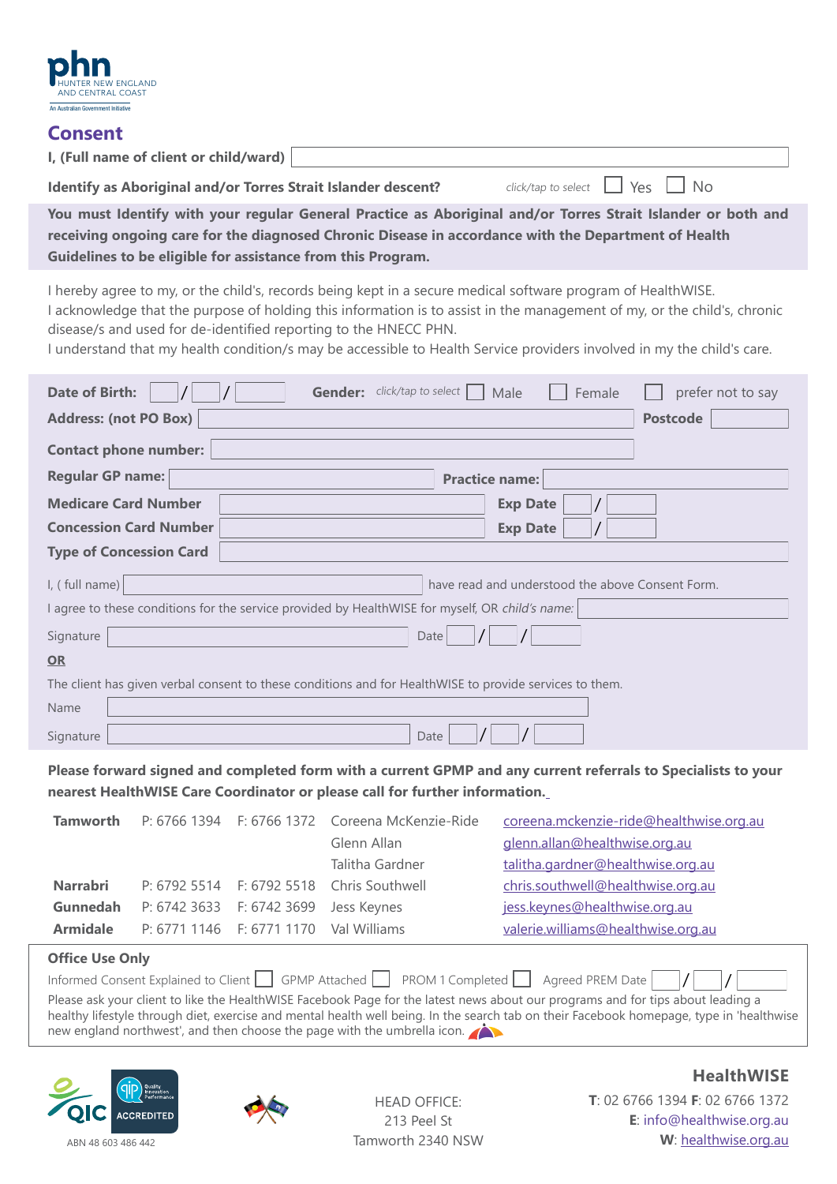phn HUNTER NEW ENGLAND AND CENTRAL COAST
An Australian Government Initiative

## Consent

**I, (Full name of client or child/ward)** ______________________

**Identify as Aboriginal and/or Torres Strait Islander descent?** *click/tap to select* ☐ Yes ☐ No

**You must Identify with your regular General Practice as Aboriginal and/or Torres Strait Islander or both and receiving ongoing care for the diagnosed Chronic Disease in accordance with the Department of Health Guidelines to be eligible for assistance from this Program.**

I hereby agree to my, or the child's, records being kept in a secure medical software program of HealthWISE.
I acknowledge that the purpose of holding this information is to assist in the management of my, or the child's, chronic disease/s and used for de-identified reporting to the HNECC PHN.
I understand that my health condition/s may be accessible to Health Service providers involved in my the child's care.

**Date of Birth:** ___ / ___ / ______ **Gender:** *click/tap to select* ☐ Male ☐ Female ☐ prefer not to say

**Address: (not PO Box)** ______________________ **Postcode** ______

**Contact phone number:** ______________________

**Regular GP name:** ______________________ **Practice name:** ______________________

**Medicare Card Number** ______________________ **Exp Date** ___ / ______

**Concession Card Number** ______________________ **Exp Date** ___ / ______

**Type of Concession Card** ______________________

I, ( full name) ______________________ have read and understood the above Consent Form.

I agree to these conditions for the service provided by HealthWISE for myself, OR *child's name:* ______________________

Signature ______________________ Date ___ / ___ / ______

**OR**

The client has given verbal consent to these conditions and for HealthWISE to provide services to them.

Name ______________________

Signature ______________________ Date ___ / ___ / ______

**Please forward signed and completed form with a current GPMP and any current referrals to Specialists to your nearest HealthWISE Care Coordinator or please call for further information.**

| | | | | |
|---|---|---|---|---|
| **Tamworth** | P: 6766 1394 | F: 6766 1372 | Coreena McKenzie-Ride | coreena.mckenzie-ride@healthwise.org.au |
| | | | Glenn Allan | glenn.allan@healthwise.org.au |
| | | | Talitha Gardner | talitha.gardner@healthwise.org.au |
| **Narrabri** | P: 6792 5514 | F: 6792 5518 | Chris Southwell | chris.southwell@healthwise.org.au |
| **Gunnedah** | P: 6742 3633 | F: 6742 3699 | Jess Keynes | jess.keynes@healthwise.org.au |
| **Armidale** | P: 6771 1146 | F: 6771 1170 | Val Williams | valerie.williams@healthwise.org.au |

**Office Use Only**

Informed Consent Explained to Client ☐ GPMP Attached ☐ PROM 1 Completed ☐ Agreed PREM Date ___ / ___ / ______

Please ask your client to like the HealthWISE Facebook Page for the latest news about our programs and for tips about leading a healthy lifestyle through diet, exercise and mental health well being. In the search tab on their Facebook homepage, type in 'healthwise new england northwest', and then choose the page with the umbrella icon.

QIC ACCREDITED
ABN 48 603 486 442

HEAD OFFICE:
213 Peel St
Tamworth 2340 NSW

**HealthWISE**
**T**: 02 6766 1394 **F**: 02 6766 1372
**E**: info@healthwise.org.au
**W**: healthwise.org.au